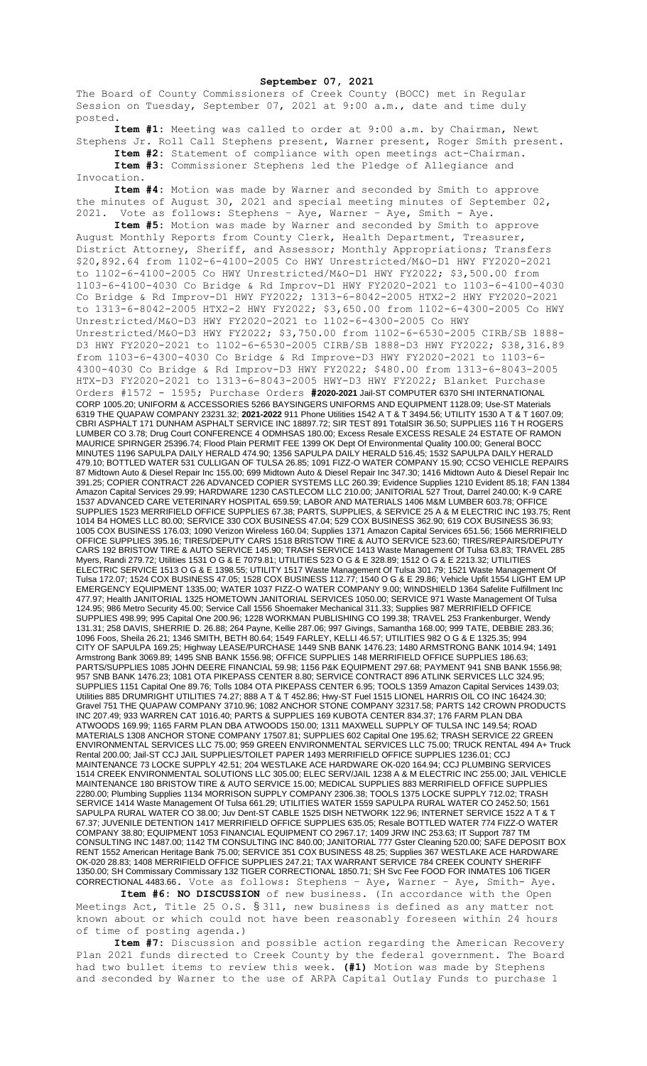**September 07, 2021**

The Board of County Commissioners of Creek County (BOCC) met in Regular Session on Tuesday, September 07, 2021 at 9:00 a.m., date and time duly posted.

**Item #1:** Meeting was called to order at 9:00 a.m. by Chairman, Newt Stephens Jr. Roll Call Stephens present, Warner present, Roger Smith present.

**Item #2:** Statement of compliance with open meetings act-Chairman.

**Item #3:** Commissioner Stephens led the Pledge of Allegiance and Invocation.

**Item #4:** Motion was made by Warner and seconded by Smith to approve the minutes of August 30, 2021 and special meeting minutes of September 02, 2021. Vote as follows: Stephens – Aye, Warner – Aye, Smith - Aye.

**Item #5:** Motion was made by Warner and seconded by Smith to approve August Monthly Reports from County Clerk, Health Department, Treasurer, District Attorney, Sheriff, and Assessor; Monthly Appropriations; Transfers $20,892.64 from 1102-6-4100-2005 Co HWY Unrestricted/M&O-D1 HWY FY2020-2021 to 1102-6-4100-2005 Co HWY Unrestricted/M&O-D1 HWY FY2022; $3,500.00 from 1103-6-4100-4030 Co Bridge & Rd Improv-D1 HWY FY2020-2021 to 1103-6-4100-4030 Co Bridge & Rd Improv-D1 HWY FY2022; 1313-6-8042-2005 HTX2-2 HWY FY2020-2021 to 1313-6-8042-2005 HTX2-2 HWY FY2022; $3,650.00 from 1102-6-4300-2005 Co HWY Unrestricted/M&O-D3 HWY FY2020-2021 to 1102-6-4300-2005 Co HWY Unrestricted/M&O-D3 HWY FY2022; $3,750.00 from 1102-6-6530-2005 CIRB/SB 1888-D3 HWY FY2020-2021 to 1102-6-6530-2005 CIRB/SB 1888-D3 HWY FY2022; $38,316.89 from 1103-6-4300-4030 Co Bridge & Rd Improve-D3 HWY FY2020-2021 to 1103-6-4300-4030 Co Bridge & Rd Improv-D3 HWY FY2022; $480.00 from 1313-6-8043-2005 HTX-D3 FY2020-2021 to 1313-6-8043-2005 HWY-D3 HWY FY2022; Blanket Purchase Orders #1572 - 1595; Purchase Orders **#2020-2021** Jail-ST COMPUTER 6370 SHI INTERNATIONAL CORP 1005.20; UNIFORM & ACCESSORIES 5266 BAYSINGERS UNIFORMS AND EQUIPMENT 1128.09; Use-ST Materials 6319 THE QUAPAW COMPANY 23231.32; **2021-2022** 911 Phone Utilities 1542 A T & T 3494.56; UTILITY 1530 A T & T 1607.09; CBRI ASPHALT 171 DUNHAM ASPHALT SERVICE INC 18897.72; SIR TEST 891 TotalSIR 36.50; SUPPLIES 116 T H ROGERS LUMBER CO 3.78; Drug Court CONFERENCE 4 ODMHSAS 180.00; Excess Resale EXCESS RESALE 24 ESTATE OF RAMON MAURICE SPIRNGER 25396.74; Flood Plain PERMIT FEE 1399 OK Dept Of Environmental Quality 100.00; General BOCC MINUTES 1196 SAPULPA DAILY HERALD 474.90; 1356 SAPULPA DAILY HERALD 516.45; 1532 SAPULPA DAILY HERALD 479.10; BOTTLED WATER 531 CULLIGAN OF TULSA 26.85; 1091 FIZZ-O WATER COMPANY 15.90; CCSO VEHICLE REPAIRS 87 Midtown Auto & Diesel Repair Inc 155.00; 699 Midtown Auto & Diesel Repair Inc 347.30; 1416 Midtown Auto & Diesel Repair Inc 391.25; COPIER CONTRACT 226 ADVANCED COPIER SYSTEMS LLC 260.39; Evidence Supplies 1210 Evident 85.18; FAN 1384 Amazon Capital Services 29.99; HARDWARE 1230 CASTLECOM LLC 210.00; JANITORIAL 527 Trout, Darrel 240.00; K-9 CARE 1537 ADVANCED CARE VETERINARY HOSPITAL 659.59; LABOR AND MATERIALS 1406 M&M LUMBER 603.78; OFFICE SUPPLIES 1523 MERRIFIELD OFFICE SUPPLIES 67.38; PARTS, SUPPLIES, & SERVICE 25 A & M ELECTRIC INC 193.75; Rent 1014 B4 HOMES LLC 80.00; SERVICE 330 COX BUSINESS 47.04; 529 COX BUSINESS 362.90; 619 COX BUSINESS 36.93; 1005 COX BUSINESS 176.03; 1090 Verizon Wireless 160.04; Supplies 1371 Amazon Capital Services 651.56; 1566 MERRIFIELD OFFICE SUPPLIES 395.16; TIRES/DEPUTY CARS 1518 BRISTOW TIRE & AUTO SERVICE 523.60; TIRES/REPAIRS/DEPUTY CARS 192 BRISTOW TIRE & AUTO SERVICE 145.90; TRASH SERVICE 1413 Waste Management Of Tulsa 63.83; TRAVEL 285 Myers, Randi 279.72; Utilities 1531 O G & E 7079.81; UTILITIES 523 O G & E 328.89; 1512 O G & E 2213.32; UTILITIES ELECTRIC SERVICE 1513 O G & E 1398.55; UTILITY 1517 Waste Management Of Tulsa 301.79; 1521 Waste Management Of Tulsa 172.07; 1524 COX BUSINESS 47.05; 1528 COX BUSINESS 112.77; 1540 O G & E 29.86; Vehicle Upfit 1554 LIGHT EM UP EMERGENCY EQUIPMENT 1335.00; WATER 1037 FIZZ-O WATER COMPANY 9.00; WINDSHIELD 1364 Safelite Fulfillment Inc 477.97; Health JANITORIAL 1325 HOMETOWN JANITORIAL SERVICES 1050.00; SERVICE 971 Waste Management Of Tulsa 124.95; 986 Metro Security 45.00; Service Call 1556 Shoemaker Mechanical 311.33; Supplies 987 MERRIFIELD OFFICE SUPPLIES 498.99; 995 Capital One 200.96; 1228 WORKMAN PUBLISHING CO 199.38; TRAVEL 253 Frankenburger, Wendy 131.31; 258 DAVIS, SHERRIE D. 26.88; 264 Payne, Kellie 287.06; 997 Givings, Samantha 168.00; 999 TATE, DEBBIE 283.36; 1096 Foos, Sheila 26.21; 1346 SMITH, BETH 80.64; 1549 FARLEY, KELLI 46.57; UTILITIES 982 O G & E 1325.35; 994 CITY OF SAPULPA 169.25; Highway LEASE/PURCHASE 1449 SNB BANK 1476.23; 1480 ARMSTRONG BANK 1014.94; 1491 Armstrong Bank 3069.89; 1495 SNB BANK 1556.98; OFFICE SUPPLIES 148 MERRIFIELD OFFICE SUPPLIES 186.63; PARTS/SUPPLIES 1085 JOHN DEERE FINANCIAL 59.98; 1156 P&K EQUIPMENT 297.68; PAYMENT 941 SNB BANK 1556.98; 957 SNB BANK 1476.23; 1081 OTA PIKEPASS CENTER 8.80; SERVICE CONTRACT 896 ATLINK SERVICES LLC 324.95; SUPPLIES 1151 Capital One 89.76; Tolls 1084 OTA PIKEPASS CENTER 6.95; TOOLS 1359 Amazon Capital Services 1439.03; Utilities 885 DRUMRIGHT UTILITIES 74.27; 888 A T & T 452.86; Hwy-ST Fuel 1515 LIONEL HARRIS OIL CO INC 16424.30; Gravel 751 THE QUAPAW COMPANY 3710.96; 1082 ANCHOR STONE COMPANY 32317.58; PARTS 142 CROWN PRODUCTS INC 207.49; 933 WARREN CAT 1016.40; PARTS & SUPPLIES 169 KUBOTA CENTER 834.37; 176 FARM PLAN DBA ATWOODS 169.99; 1165 FARM PLAN DBA ATWOODS 150.00; 1311 MAXWELL SUPPLY OF TULSA INC 149.54; ROAD MATERIALS 1308 ANCHOR STONE COMPANY 17507.81; SUPPLIES 602 Capital One 195.62; TRASH SERVICE 22 GREEN ENVIRONMENTAL SERVICES LLC 75.00; 959 GREEN ENVIRONMENTAL SERVICES LLC 75.00; TRUCK RENTAL 494 A+ Truck Rental 200.00; Jail-ST CCJ JAIL SUPPLIES/TOILET PAPER 1493 MERRIFIELD OFFICE SUPPLIES 1236.01; CCJ MAINTENANCE 73 LOCKE SUPPLY 42.51; 204 WESTLAKE ACE HARDWARE OK-020 164.94; CCJ PLUMBING SERVICES 1514 CREEK ENVIRONMENTAL SOLUTIONS LLC 305.00; ELEC SERV/JAIL 1238 A & M ELECTRIC INC 255.00; JAIL VEHICLE MAINTENANCE 180 BRISTOW TIRE & AUTO SERVICE 15.00; MEDICAL SUPPLIES 883 MERRIFIELD OFFICE SUPPLIES 2280.00; Plumbing Supplies 1134 MORRISON SUPPLY COMPANY 2306.38; TOOLS 1375 LOCKE SUPPLY 712.02; TRASH SERVICE 1414 Waste Management Of Tulsa 661.29; UTILITIES WATER 1559 SAPULPA RURAL WATER CO 2452.50; 1561 SAPULPA RURAL WATER CO 38.00; Juv Dent-ST CABLE 1525 DISH NETWORK 122.96; INTERNET SERVICE 1522 A T & T 67.37; JUVENILE DETENTION 1417 MERRIFIELD OFFICE SUPPLIES 635.05; Resale BOTTLED WATER 774 FIZZ-O WATER COMPANY 38.80; EQUIPMENT 1053 FINANCIAL EQUIPMENT CO 2967.17; 1409 JRW INC 253.63; IT Support 787 TM CONSULTING INC 1487.00; 1142 TM CONSULTING INC 840.00; JANITORIAL 777 Gster Cleaning 520.00; SAFE DEPOSIT BOX RENT 1552 American Heritage Bank 75.00; SERVICE 351 COX BUSINESS 48.25; Supplies 367 WESTLAKE ACE HARDWARE OK-020 28.83; 1408 MERRIFIELD OFFICE SUPPLIES 247.21; TAX WARRANT SERVICE 784 CREEK COUNTY SHERIFF 1350.00; SH Commissary Commissary 132 TIGER CORRECTIONAL 1850.71; SH Svc Fee FOOD FOR INMATES 106 TIGER CORRECTIONAL 4483.66. Vote as follows: Stephens – Aye, Warner – Aye, Smith- Aye.

**Item #6: NO DISCUSSION** of new business. (In accordance with the Open Meetings Act, Title 25 O.S. § 311, new business is defined as any matter not known about or which could not have been reasonably foreseen within 24 hours of time of posting agenda.)

**Item #7:** Discussion and possible action regarding the American Recovery Plan 2021 funds directed to Creek County by the federal government. The Board had two bullet items to review this week. **(#1)** Motion was made by Stephens and seconded by Warner to the use of ARPA Capital Outlay Funds to purchase 1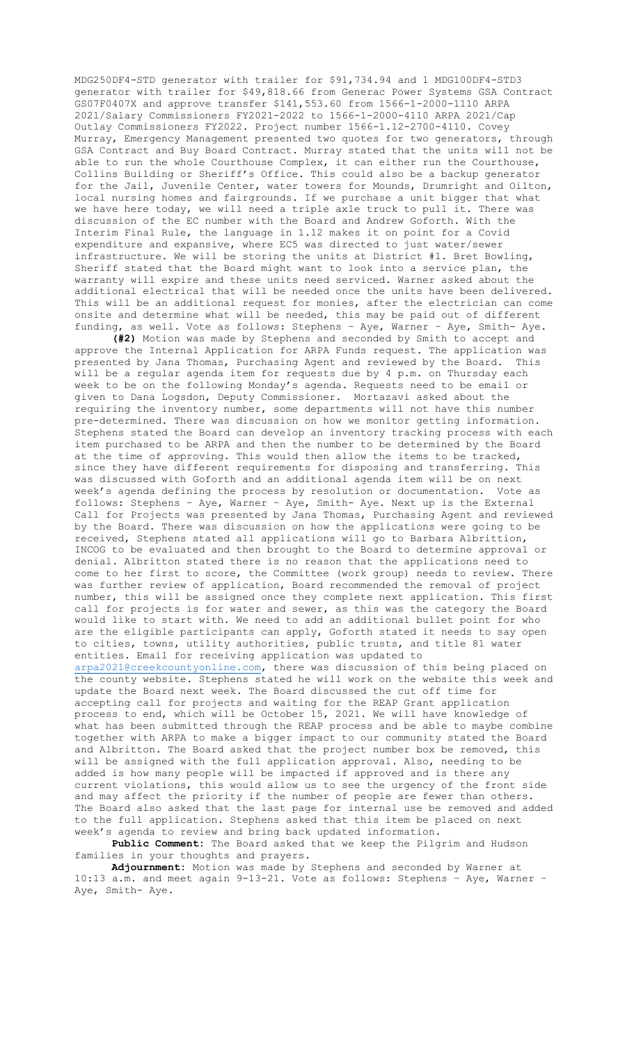MDG250DF4-STD generator with trailer for $91,734.94 and 1 MDG100DF4-STD3 generator with trailer for $49,818.66 from Generac Power Systems GSA Contract GS07F0407X and approve transfer $141,553.60 from 1566-1-2000-1110 ARPA 2021/Salary Commissioners FY2021-2022 to 1566-1-2000-4110 ARPA 2021/Cap Outlay Commissioners FY2022. Project number 1566-1.12-2700-4110. Covey Murray, Emergency Management presented two quotes for two generators, through GSA Contract and Buy Board Contract. Murray stated that the units will not be able to run the whole Courthouse Complex, it can either run the Courthouse, Collins Building or Sheriff's Office. This could also be a backup generator for the Jail, Juvenile Center, water towers for Mounds, Drumright and Oilton, local nursing homes and fairgrounds. If we purchase a unit bigger that what we have here today, we will need a triple axle truck to pull it. There was discussion of the EC number with the Board and Andrew Goforth. With the Interim Final Rule, the language in 1.12 makes it on point for a Covid expenditure and expansive, where EC5 was directed to just water/sewer infrastructure. We will be storing the units at District #1. Bret Bowling, Sheriff stated that the Board might want to look into a service plan, the warranty will expire and these units need serviced. Warner asked about the additional electrical that will be needed once the units have been delivered. This will be an additional request for monies, after the electrician can come onsite and determine what will be needed, this may be paid out of different funding, as well. Vote as follows: Stephens – Aye, Warner – Aye, Smith- Aye.

**(#2)** Motion was made by Stephens and seconded by Smith to accept and approve the Internal Application for ARPA Funds request. The application was presented by Jana Thomas, Purchasing Agent and reviewed by the Board. This will be a regular agenda item for requests due by 4 p.m. on Thursday each week to be on the following Monday's agenda. Requests need to be email or given to Dana Logsdon, Deputy Commissioner. Mortazavi asked about the requiring the inventory number, some departments will not have this number pre-determined. There was discussion on how we monitor getting information. Stephens stated the Board can develop an inventory tracking process with each item purchased to be ARPA and then the number to be determined by the Board at the time of approving. This would then allow the items to be tracked, since they have different requirements for disposing and transferring. This was discussed with Goforth and an additional agenda item will be on next week's agenda defining the process by resolution or documentation. Vote as follows: Stephens – Aye, Warner – Aye, Smith- Aye. Next up is the External Call for Projects was presented by Jana Thomas, Purchasing Agent and reviewed by the Board. There was discussion on how the applications were going to be received, Stephens stated all applications will go to Barbara Albrittion, INCOG to be evaluated and then brought to the Board to determine approval or denial. Albritton stated there is no reason that the applications need to come to her first to score, the Committee (work group) needs to review. There was further review of application, Board recommended the removal of project number, this will be assigned once they complete next application. This first call for projects is for water and sewer, as this was the category the Board would like to start with. We need to add an additional bullet point for who are the eligible participants can apply, Goforth stated it needs to say open to cities, towns, utility authorities, public trusts, and title 81 water entities. Email for receiving application was updated to arpa2021@creekcountyonline.com, there was discussion of this being placed on the county website. Stephens stated he will work on the website this week and update the Board next week. The Board discussed the cut off time for accepting call for projects and waiting for the REAP Grant application process to end, which will be October 15, 2021. We will have knowledge of what has been submitted through the REAP process and be able to maybe combine together with ARPA to make a bigger impact to our community stated the Board and Albritton. The Board asked that the project number box be removed, this will be assigned with the full application approval. Also, needing to be added is how many people will be impacted if approved and is there any current violations, this would allow us to see the urgency of the front side and may affect the priority if the number of people are fewer than others. The Board also asked that the last page for internal use be removed and added to the full application. Stephens asked that this item be placed on next week's agenda to review and bring back updated information.

**Public Comment:** The Board asked that we keep the Pilgrim and Hudson families in your thoughts and prayers.

**Adjournment:** Motion was made by Stephens and seconded by Warner at 10:13 a.m. and meet again 9-13-21. Vote as follows: Stephens – Aye, Warner – Aye, Smith- Aye.